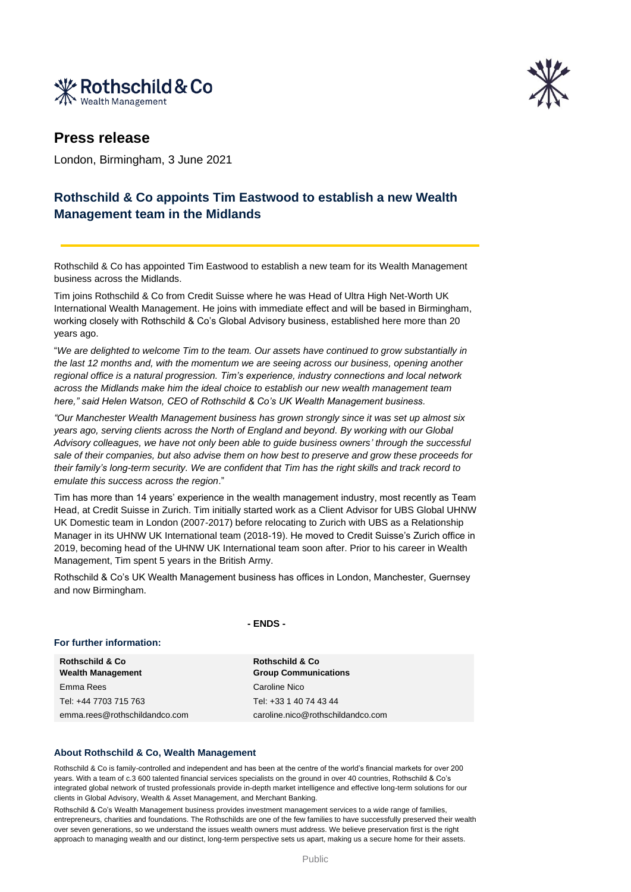Rothschild & Co Wealth Management

# Press release

London, Birmingham, 3 June 2021

## Rothschild & Co appoints Tim Eastwood to establish a new Wealth Management team in the Midlands

Rothschild & Co has appointed Tim Eastwood to establish a new team for its Wealth Management business across the Midlands.

Tim joins Rothschild & Co from Credit Suisse where he was Head of Ultra High Net-Worth UK International Wealth Management. He joins with immediate effect and will be based in Birmingham, working closely with Rothschild & Co's Global Advisory business, established here more than 20 years ago.

"*We are delighted to welcome Tim to the team. Our assets have continued to grow substantially in the last 12 months and, with the momentum we are seeing across our business, opening another regional office is a natural progression. Tim's experience, industry connections and local network across the Midlands make him the ideal choice to establish our new wealth management team here," said Helen Watson, CEO of Rothschild & Co's UK Wealth Management business.*

*"Our Manchester Wealth Management business has grown strongly since it was set up almost six years ago, serving clients across the North of England and beyond. By working with our Global Advisory colleagues, we have not only been able to guide business owners' through the successful sale of their companies, but also advise them on how best to preserve and grow these proceeds for their family's long-term security. We are confident that Tim has the right skills and track record to emulate this success across the region*."

Tim has more than 14 years' experience in the wealth management industry, most recently as Team Head, at Credit Suisse in Zurich. Tim initially started work as a Client Advisor for UBS Global UHNW UK Domestic team in London (2007-2017) before relocating to Zurich with UBS as a Relationship Manager in its UHNW UK International team (2018-19). He moved to Credit Suisse's Zurich office in 2019, becoming head of the UHNW UK International team soon after. Prior to his career in Wealth Management, Tim spent 5 years in the British Army.

Rothschild & Co's UK Wealth Management business has offices in London, Manchester, Guernsey and now Birmingham.

**- ENDS -**

### For further information:

| **Rothschild & Co Wealth Management** | **Rothschild & Co Group Communications** |
|---|---|
| Emma Rees | Caroline Nico |
| Tel: +44 7703 715 763 | Tel: +33 1 40 74 43 44 |
| emma.rees@rothschildandco.com | caroline.nico@rothschildandco.com |

### About Rothschild & Co, Wealth Management

Rothschild & Co is family-controlled and independent and has been at the centre of the world's financial markets for over 200 years. With a team of c.3 600 talented financial services specialists on the ground in over 40 countries, Rothschild & Co's integrated global network of trusted professionals provide in-depth market intelligence and effective long-term solutions for our clients in Global Advisory, Wealth & Asset Management, and Merchant Banking.

Rothschild & Co's Wealth Management business provides investment management services to a wide range of families, entrepreneurs, charities and foundations. The Rothschilds are one of the few families to have successfully preserved their wealth over seven generations, so we understand the issues wealth owners must address. We believe preservation first is the right approach to managing wealth and our distinct, long-term perspective sets us apart, making us a secure home for their assets.

Public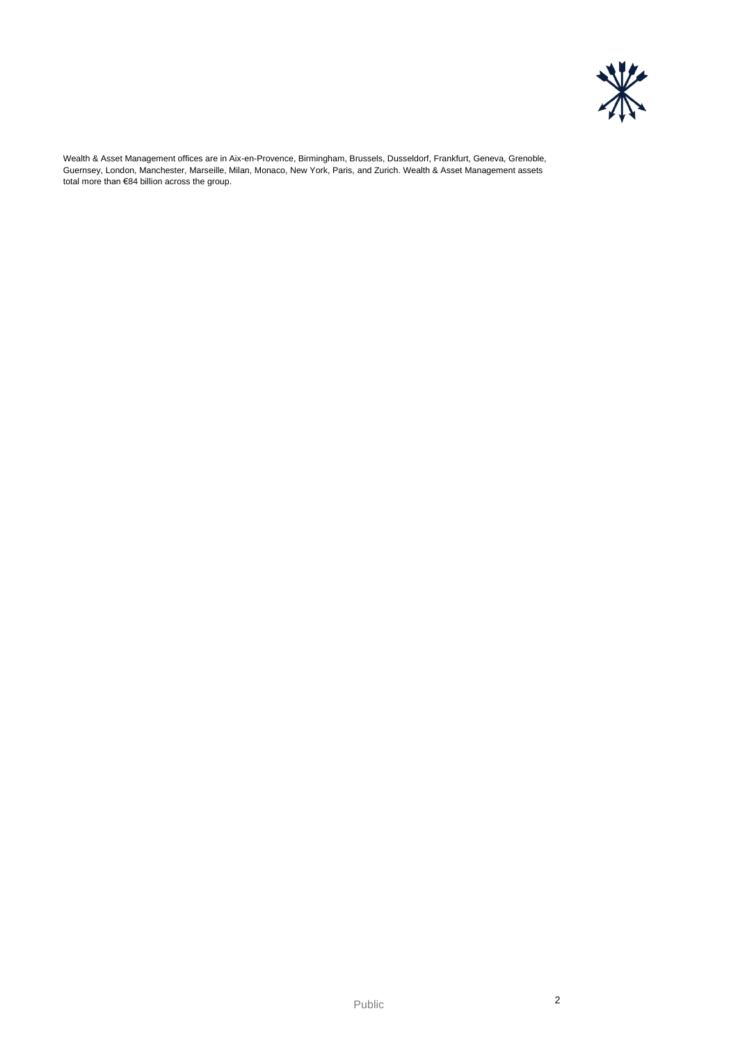Wealth & Asset Management offices are in Aix-en-Provence, Birmingham, Brussels, Dusseldorf, Frankfurt, Geneva, Grenoble, Guernsey, London, Manchester, Marseille, Milan, Monaco, New York, Paris, and Zurich. Wealth & Asset Management assets total more than €84 billion across the group.